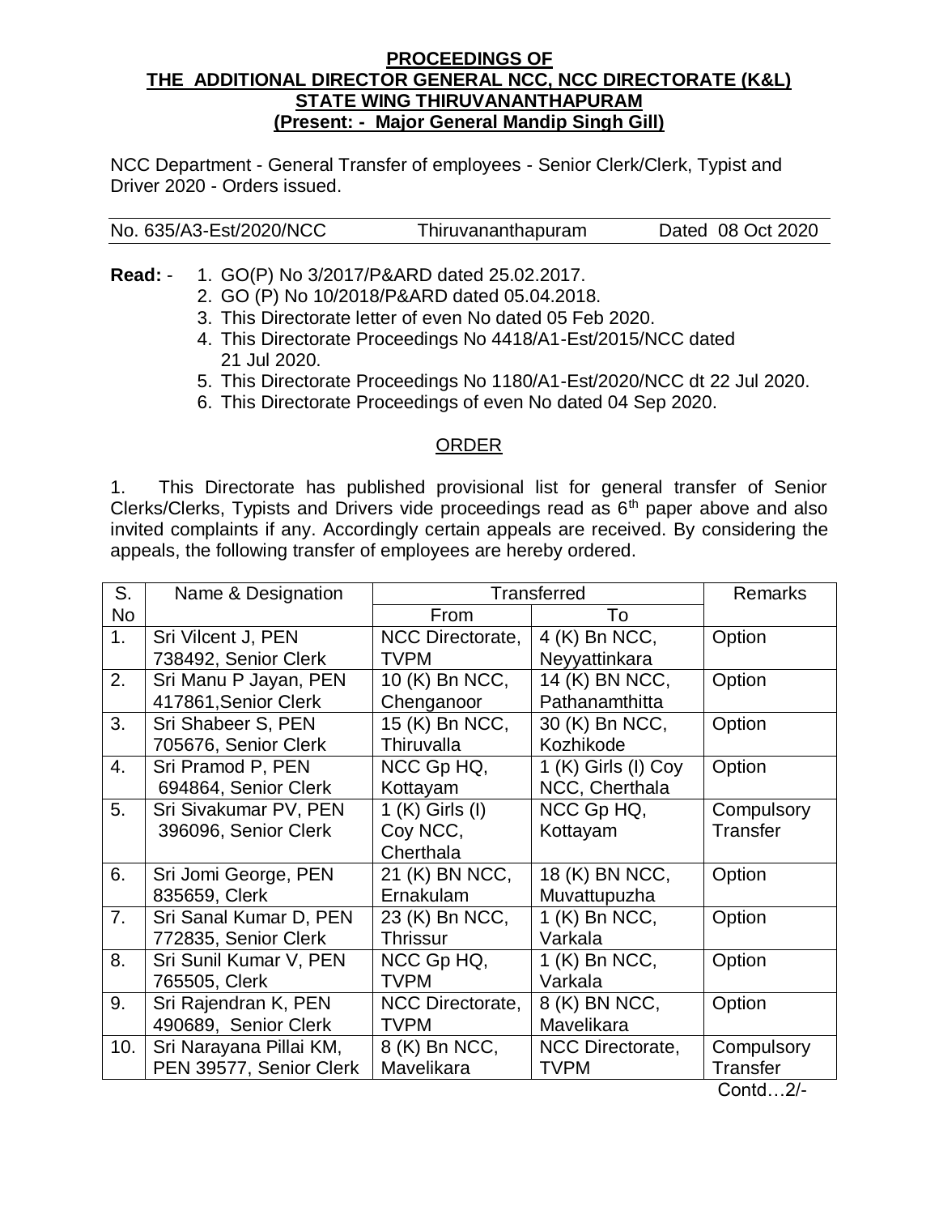**PROCEEDINGS OF**
**THE ADDITIONAL DIRECTOR GENERAL NCC, NCC DIRECTORATE (K&L)**
**STATE WING THIRUVANANTHAPURAM**
**(Present: - Major General Mandip Singh Gill)**

NCC Department - General Transfer of employees - Senior Clerk/Clerk, Typist and Driver 2020 - Orders issued.

No. 635/A3-Est/2020/NCC Thiruvananthapuram Dated 08 Oct 2020

**Read:** -

1. GO(P) No 3/2017/P&ARD dated 25.02.2017.
2. GO (P) No 10/2018/P&ARD dated 05.04.2018.
3. This Directorate letter of even No dated 05 Feb 2020.
4. This Directorate Proceedings No 4418/A1-Est/2015/NCC dated 21 Jul 2020.
5. This Directorate Proceedings No 1180/A1-Est/2020/NCC dt 22 Jul 2020.
6. This Directorate Proceedings of even No dated 04 Sep 2020.

ORDER

1. This Directorate has published provisional list for general transfer of Senior Clerks/Clerks, Typists and Drivers vide proceedings read as 6th paper above and also invited complaints if any. Accordingly certain appeals are received. By considering the appeals, the following transfer of employees are hereby ordered.

| S. No | Name & Designation | Transferred | | Remarks |
|---|---|---|---|---|
| | | From | To | |
| 1. | Sri Vilcent J, PEN 738492, Senior Clerk | NCC Directorate, TVPM | 4 (K) Bn NCC, Neyyattinkara | Option |
| 2. | Sri Manu P Jayan, PEN 417861,Senior Clerk | 10 (K) Bn NCC, Chenganoor | 14 (K) BN NCC, Pathanamthitta | Option |
| 3. | Sri Shabeer S, PEN 705676, Senior Clerk | 15 (K) Bn NCC, Thiruvalla | 30 (K) Bn NCC, Kozhikode | Option |
| 4. | Sri Pramod P, PEN 694864, Senior Clerk | NCC Gp HQ, Kottayam | 1 (K) Girls (I) Coy NCC, Cherthala | Option |
| 5. | Sri Sivakumar PV, PEN 396096, Senior Clerk | 1 (K) Girls (I) Coy NCC, Cherthala | NCC Gp HQ, Kottayam | Compulsory Transfer |
| 6. | Sri Jomi George, PEN 835659, Clerk | 21 (K) BN NCC, Ernakulam | 18 (K) BN NCC, Muvattupuzha | Option |
| 7. | Sri Sanal Kumar D, PEN 772835, Senior Clerk | 23 (K) Bn NCC, Thrissur | 1 (K) Bn NCC, Varkala | Option |
| 8. | Sri Sunil Kumar V, PEN 765505, Clerk | NCC Gp HQ, TVPM | 1 (K) Bn NCC, Varkala | Option |
| 9. | Sri Rajendran K, PEN 490689, Senior Clerk | NCC Directorate, TVPM | 8 (K) BN NCC, Mavelikara | Option |
| 10. | Sri Narayana Pillai KM, PEN 39577, Senior Clerk | 8 (K) Bn NCC, Mavelikara | NCC Directorate, TVPM | Compulsory Transfer |

Contd…2/-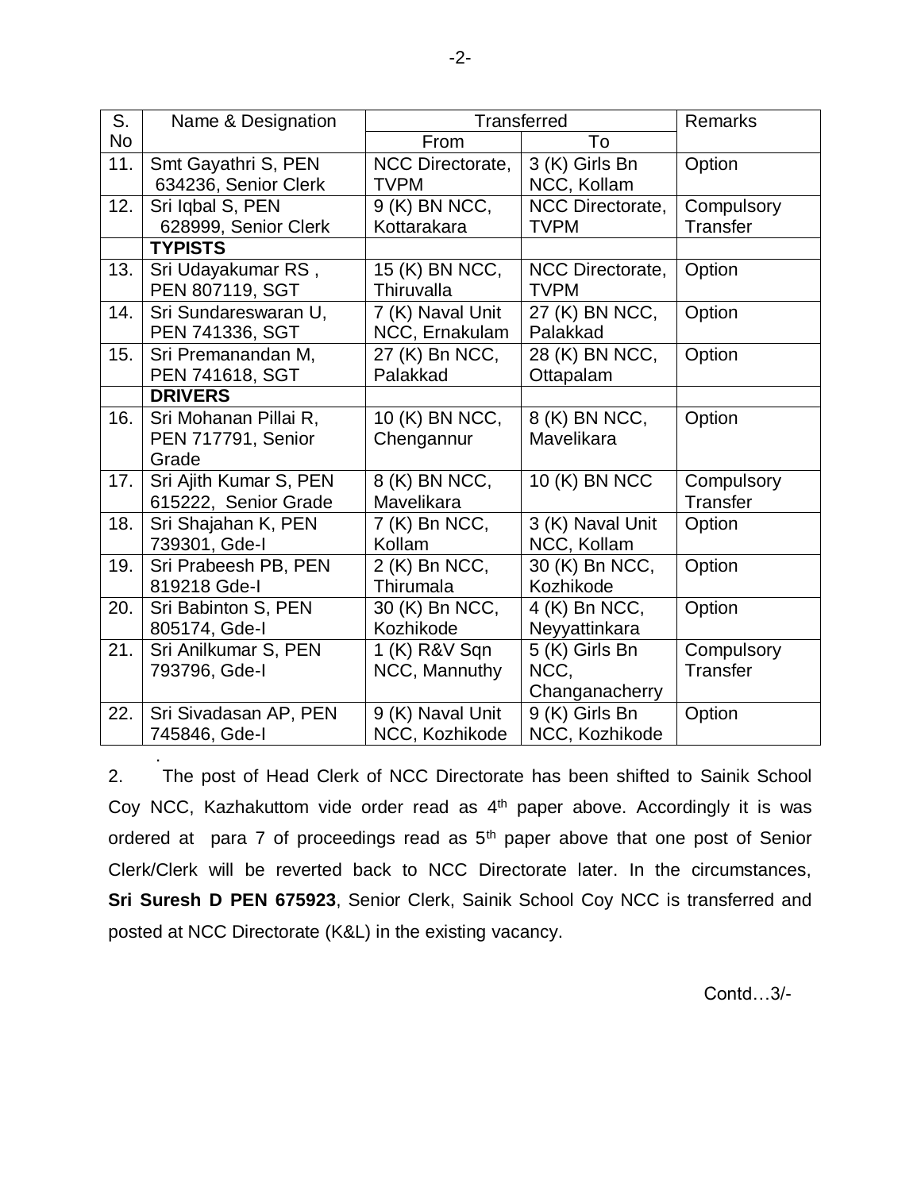| S. No | Name & Designation | Transferred | | Remarks |
|---|---|---|---|---|
| | | From | To | |
| 11. | Smt Gayathri S, PEN 634236, Senior Clerk | NCC Directorate, TVPM | 3 (K) Girls Bn NCC, Kollam | Option |
| 12. | Sri Iqbal S, PEN 628999, Senior Clerk | 9 (K) BN NCC, Kottarakara | NCC Directorate, TVPM | Compulsory Transfer |
| | **TYPISTS** | | | |
| 13. | Sri Udayakumar RS , PEN 807119, SGT | 15 (K) BN NCC, Thiruvalla | NCC Directorate, TVPM | Option |
| 14. | Sri Sundareswaran U, PEN 741336, SGT | 7 (K) Naval Unit NCC, Ernakulam | 27 (K) BN NCC, Palakkad | Option |
| 15. | Sri Premanandan M, PEN 741618, SGT | 27 (K) Bn NCC, Palakkad | 28 (K) BN NCC, Ottapalam | Option |
| | **DRIVERS** | | | |
| 16. | Sri Mohanan Pillai R, PEN 717791, Senior Grade | 10 (K) BN NCC, Chengannur | 8 (K) BN NCC, Mavelikara | Option |
| 17. | Sri Ajith Kumar S, PEN 615222, Senior Grade | 8 (K) BN NCC, Mavelikara | 10 (K) BN NCC | Compulsory Transfer |
| 18. | Sri Shajahan K, PEN 739301, Gde-I | 7 (K) Bn NCC, Kollam | 3 (K) Naval Unit NCC, Kollam | Option |
| 19. | Sri Prabeesh PB, PEN 819218 Gde-I | 2 (K) Bn NCC, Thirumala | 30 (K) Bn NCC, Kozhikode | Option |
| 20. | Sri Babinton S, PEN 805174, Gde-I | 30 (K) Bn NCC, Kozhikode | 4 (K) Bn NCC, Neyyattinkara | Option |
| 21. | Sri Anilkumar S, PEN 793796, Gde-I | 1 (K) R&V Sqn NCC, Mannuthy | 5 (K) Girls Bn NCC, Changanacherry | Compulsory Transfer |
| 22. | Sri Sivadasan AP, PEN 745846, Gde-I | 9 (K) Naval Unit NCC, Kozhikode | 9 (K) Girls Bn NCC, Kozhikode | Option |

2. The post of Head Clerk of NCC Directorate has been shifted to Sainik School Coy NCC, Kazhakuttom vide order read as 4th paper above. Accordingly it is was ordered at para 7 of proceedings read as 5th paper above that one post of Senior Clerk/Clerk will be reverted back to NCC Directorate later. In the circumstances, **Sri Suresh D PEN 675923**, Senior Clerk, Sainik School Coy NCC is transferred and posted at NCC Directorate (K&L) in the existing vacancy.

Contd…3/-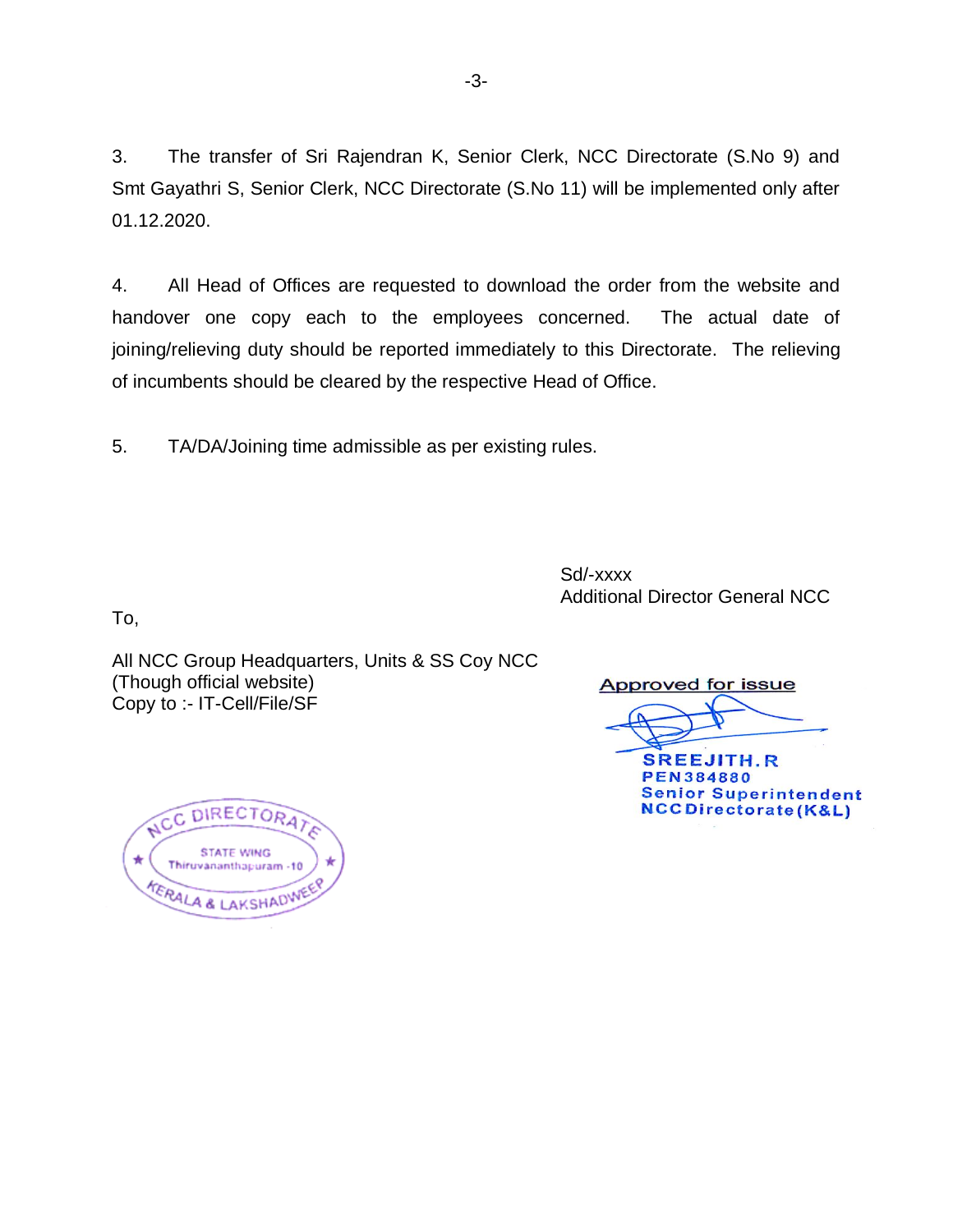3. The transfer of Sri Rajendran K, Senior Clerk, NCC Directorate (S.No 9) and Smt Gayathri S, Senior Clerk, NCC Directorate (S.No 11) will be implemented only after 01.12.2020.

4. All Head of Offices are requested to download the order from the website and handover one copy each to the employees concerned. The actual date of joining/relieving duty should be reported immediately to this Directorate. The relieving of incumbents should be cleared by the respective Head of Office.

5. TA/DA/Joining time admissible as per existing rules.

Sd/-xxxx
Additional Director General NCC

To,

All NCC Group Headquarters, Units & SS Coy NCC
(Though official website)
Copy to :- IT-Cell/File/SF

Approved for issue

SREEJITH.R
PEN384880
Senior Superintendent
NCC Directorate (K&L)

NCC DIRECTORATE
STATE WING
Thiruvananthapuram -10
KERALA & LAKSHADWEEP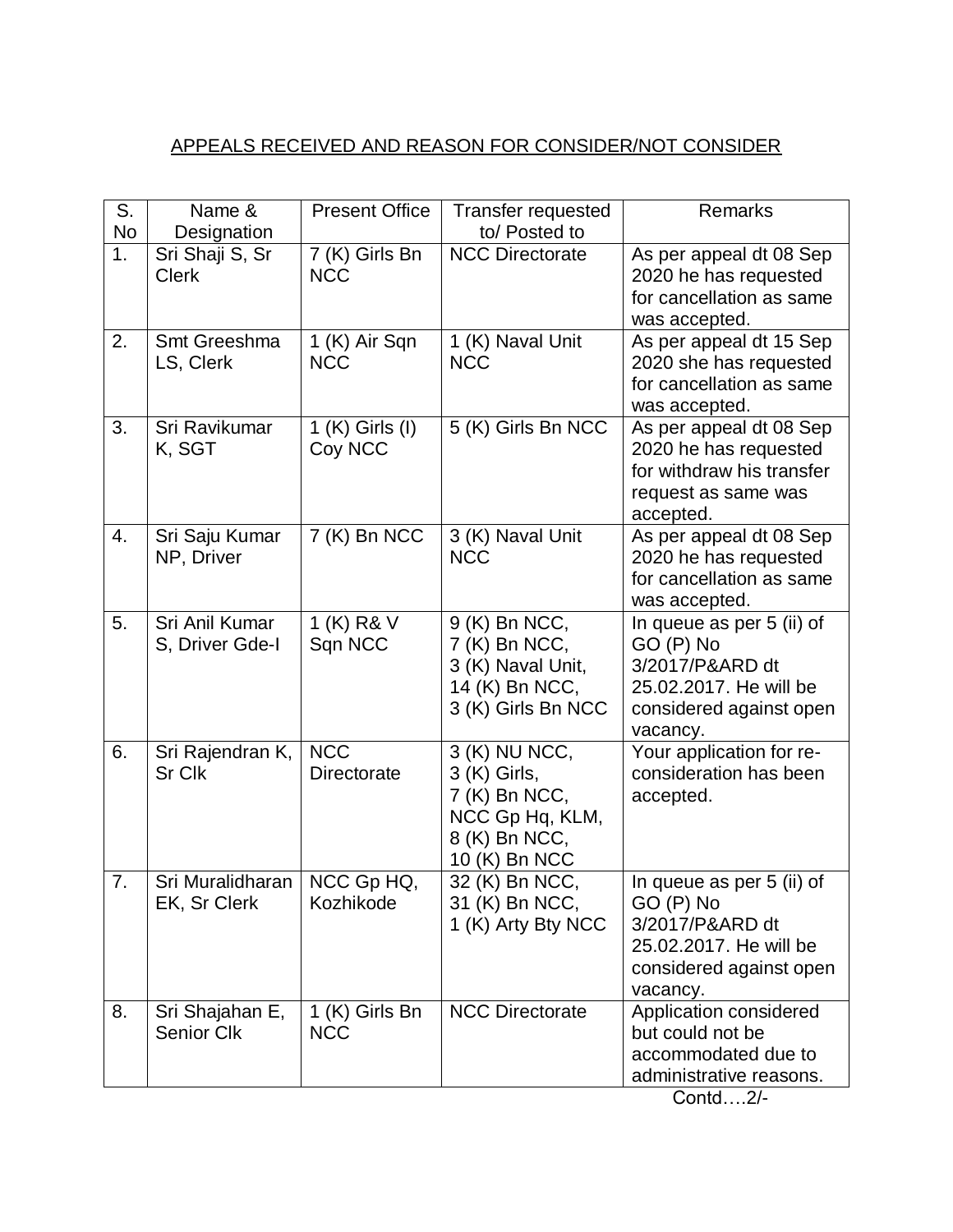APPEALS RECEIVED AND REASON FOR CONSIDER/NOT CONSIDER

| S. No | Name & Designation | Present Office | Transfer requested to/ Posted to | Remarks |
|---|---|---|---|---|
| 1. | Sri Shaji S, Sr Clerk | 7 (K) Girls Bn NCC | NCC Directorate | As per appeal dt 08 Sep 2020 he has requested for cancellation as same was accepted. |
| 2. | Smt Greeshma LS, Clerk | 1 (K) Air Sqn NCC | 1 (K) Naval Unit NCC | As per appeal dt 15 Sep 2020 she has requested for cancellation as same was accepted. |
| 3. | Sri Ravikumar K, SGT | 1 (K) Girls (I) Coy NCC | 5 (K) Girls Bn NCC | As per appeal dt 08 Sep 2020 he has requested for withdraw his transfer request as same was accepted. |
| 4. | Sri Saju Kumar NP, Driver | 7 (K) Bn NCC | 3 (K) Naval Unit NCC | As per appeal dt 08 Sep 2020 he has requested for cancellation as same was accepted. |
| 5. | Sri Anil Kumar S, Driver Gde-I | 1 (K) R& V Sqn NCC | 9 (K) Bn NCC, 7 (K) Bn NCC, 3 (K) Naval Unit, 14 (K) Bn NCC, 3 (K) Girls Bn NCC | In queue as per 5 (ii) of GO (P) No 3/2017/P&ARD dt 25.02.2017. He will be considered against open vacancy. |
| 6. | Sri Rajendran K, Sr Clk | NCC Directorate | 3 (K) NU NCC, 3 (K) Girls, 7 (K) Bn NCC, NCC Gp Hq, KLM, 8 (K) Bn NCC, 10 (K) Bn NCC | Your application for re-consideration has been accepted. |
| 7. | Sri Muralidharan EK, Sr Clerk | NCC Gp HQ, Kozhikode | 32 (K) Bn NCC, 31 (K) Bn NCC, 1 (K) Arty Bty NCC | In queue as per 5 (ii) of GO (P) No 3/2017/P&ARD dt 25.02.2017. He will be considered against open vacancy. |
| 8. | Sri Shajahan E, Senior Clk | 1 (K) Girls Bn NCC | NCC Directorate | Application considered but could not be accommodated due to administrative reasons. |

Contd….2/-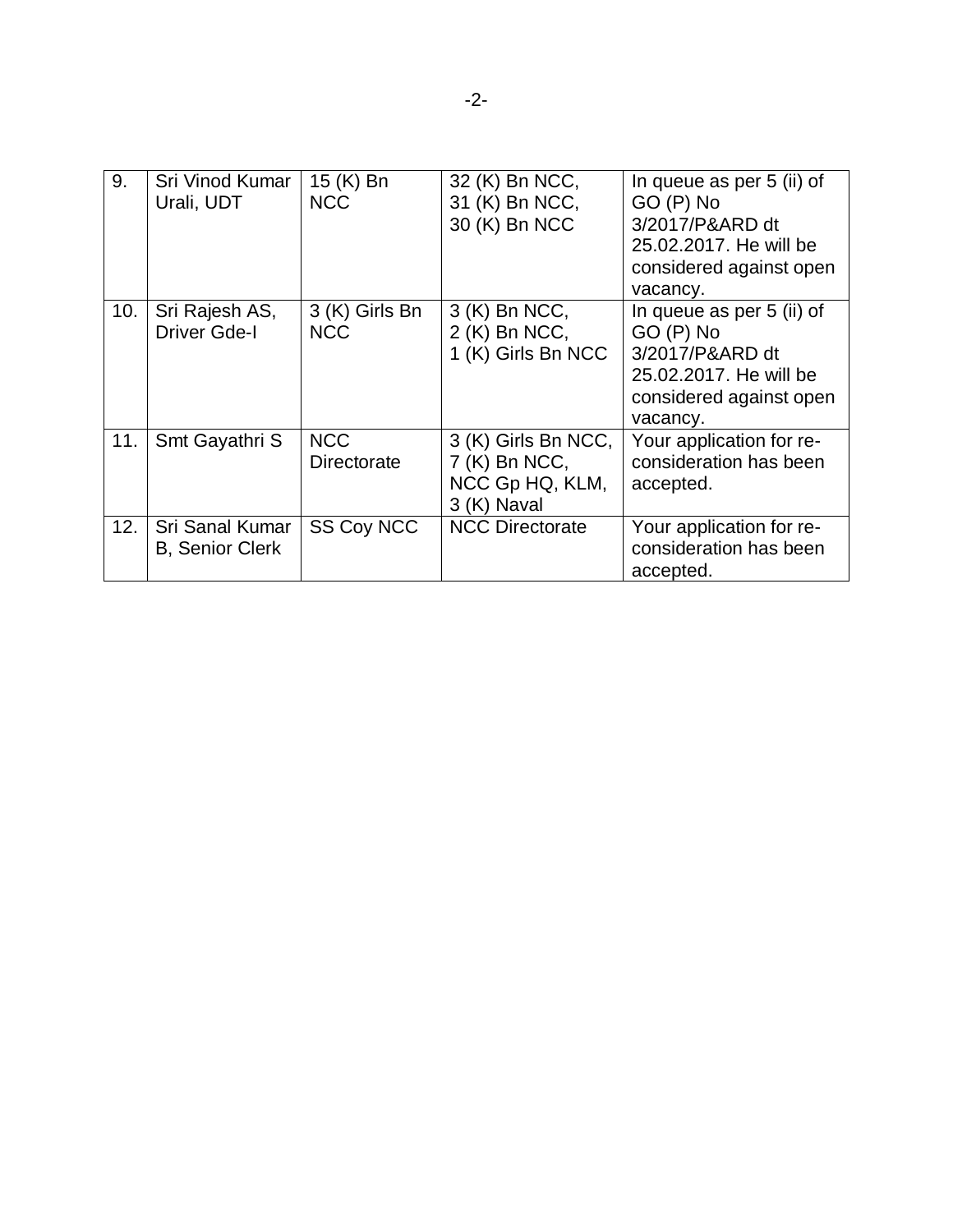| | | | | |
|---|---|---|---|---|
| 9. | Sri Vinod Kumar Urali, UDT | 15 (K) Bn NCC | 32 (K) Bn NCC, 31 (K) Bn NCC, 30 (K) Bn NCC | In queue as per 5 (ii) of GO (P) No 3/2017/P&ARD dt 25.02.2017. He will be considered against open vacancy. |
| 10. | Sri Rajesh AS, Driver Gde-I | 3 (K) Girls Bn NCC | 3 (K) Bn NCC, 2 (K) Bn NCC, 1 (K) Girls Bn NCC | In queue as per 5 (ii) of GO (P) No 3/2017/P&ARD dt 25.02.2017. He will be considered against open vacancy. |
| 11. | Smt Gayathri S | NCC Directorate | 3 (K) Girls Bn NCC, 7 (K) Bn NCC, NCC Gp HQ, KLM, 3 (K) Naval | Your application for re-consideration has been accepted. |
| 12. | Sri Sanal Kumar B, Senior Clerk | SS Coy NCC | NCC Directorate | Your application for re-consideration has been accepted. |